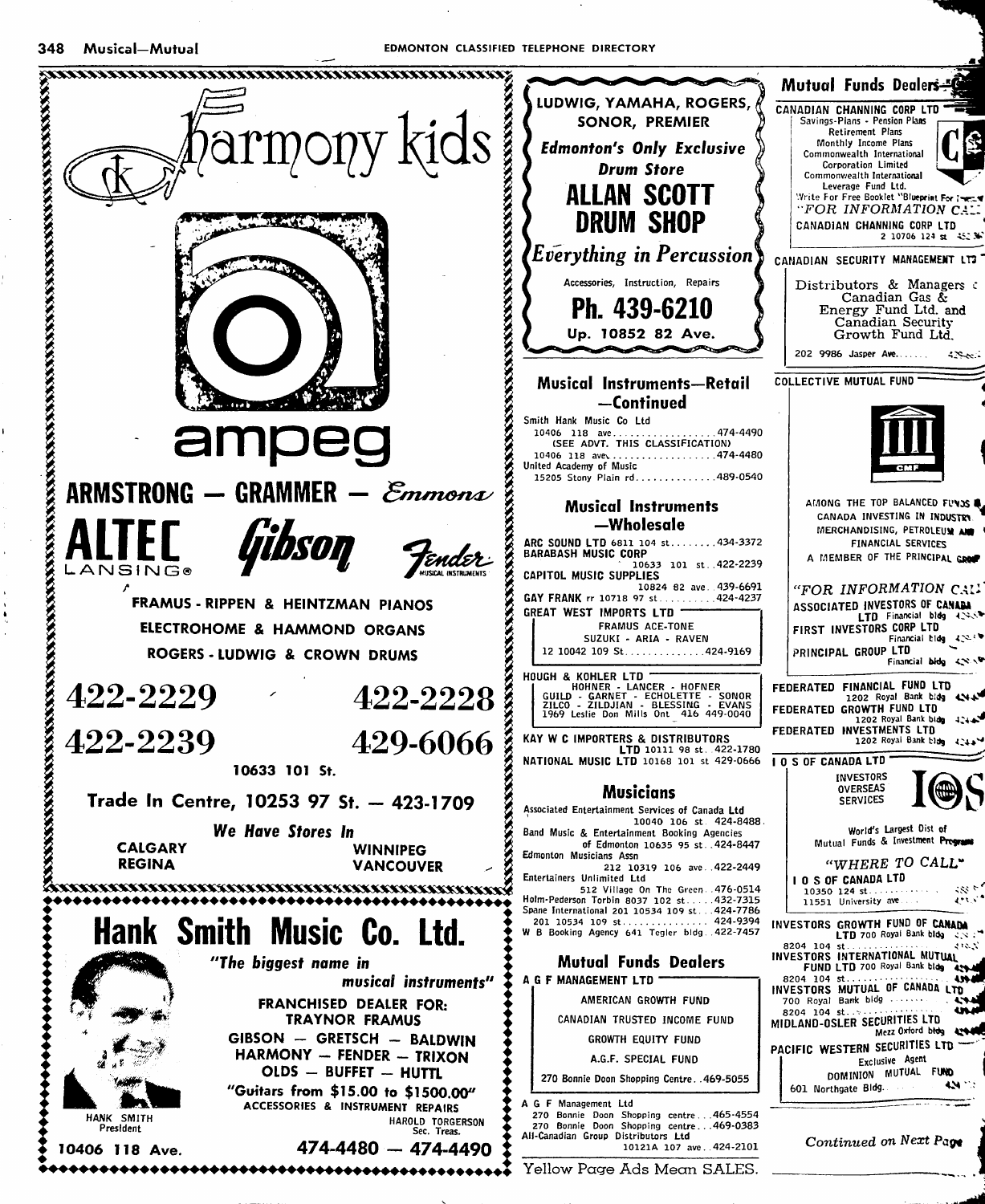harmony kids

ampeg

ARMSTRONG — GRAMMER — Emmons

ALTEC LANSING® Gibson Fender MUSICAL INSTRUMENTS

FRAMUS - RIPPEN & HEINTZMAN PIANOS

ELECTROHOME & HAMMOND ORGANS

ROGERS - LUDWIG & CROWN DRUMS

422-2229 422-2228

422-2239 429-6066

10633 101 St.

Trade In Centre, 10253 97 St. — 423-1709

*We Have Stores In*

CALGARY WINNIPEG
REGINA VANCOUVER

# Hank Smith Music Co. Ltd.

*"The biggest name in musical instruments"*

FRANCHISED DEALER FOR:
TRAYNOR FRAMUS
GIBSON — GRETSCH — BALDWIN
HARMONY — FENDER — TRIXON
OLDS — BUFFET — HUTTL

*"Guitars from $15.00 to $1500.00"*

ACCESSORIES & INSTRUMENT REPAIRS

HANK SMITH, President
HAROLD TORGERSON, Sec. Treas.

10406 118 Ave. 474-4480 — 474-4490

---

LUDWIG, YAMAHA, ROGERS, SONOR, PREMIER

*Edmonton's Only Exclusive Drum Store*

**ALLAN SCOTT DRUM SHOP**

*Everything in Percussion*

Accessories, Instruction, Repairs

**Ph. 439-6210**

Up. 10852 82 Ave.

## Musical Instruments—Retail —Continued

Smith Hank Music Co Ltd
10406 118 ave....474-4490
(SEE ADVT. THIS CLASSIFICATION)
10406 118 ave....474-4480
United Academy of Music
15205 Stony Plain rd....489-0540

## Musical Instruments —Wholesale

ARC SOUND LTD 6811 104 st....434-3372
BARABASH MUSIC CORP
10633 101 st..422-2239
CAPITOL MUSIC SUPPLIES
10824 82 ave..439-6691
GAY FRANK rr 10718 97 st....424-4237
GREAT WEST IMPORTS LTD
FRAMUS ACE-TONE
SUZUKI - ARIA - RAVEN
12 10042 109 St....424-9169
HOUGH & KOHLER LTD
HOHNER - LANCER - HOFNER
GUILD - GARNET - ECHOLETTE - SONOR
ZILCO - ZILDJIAN - BLESSING - EVANS
1969 Leslie Don Mills Ont 416 449-0040
KAY W C IMPORTERS & DISTRIBUTORS
LTD 10111 98 st. 422-1780
NATIONAL MUSIC LTD 10168 101 st 429-0666

## Musicians

Associated Entertainment Services of Canada Ltd
10040 106 st. 424-8488
Band Music & Entertainment Booking Agencies
of Edmonton 10635 95 st..424-8447
Edmonton Musicians Assn
212 10319 106 ave..422-2449
Entertainers Unlimited Ltd
512 Village On The Green..476-0514
Holm-Pederson Torbin 8037 102 st....432-7315
Spane International 201 10534 109 st...424-7786
201 10534 109 st....424-9394
W B Booking Agency 641 Tegler bldg..422-7457

## Mutual Funds Dealers

A G F MANAGEMENT LTD
AMERICAN GROWTH FUND
CANADIAN TRUSTED INCOME FUND
GROWTH EQUITY FUND
A.G.F. SPECIAL FUND
270 Bonnie Doon Shopping Centre..469-5055

A G F Management Ltd
270 Bonnie Doon Shopping centre...465-4554
270 Bonnie Doon Shopping centre...469-0383
All-Canadian Group Distributors Ltd
10121A 107 ave..424-2101

Yellow Page Ads Mean SALES.

---

## Mutual Funds Dealers—Continued

CANADIAN CHANNING CORP LTD
Savings-Plans - Pension Plans
Retirement Plans
Monthly Income Plans
Commonwealth International Corporation Limited
Commonwealth International Leverage Fund Ltd.
Write For Free Booklet "Blueprint For ..."
"FOR INFORMATION CALL"
CANADIAN CHANNING CORP LTD
2 10706 124 st

CANADIAN SECURITY MANAGEMENT LTD
Distributors & Managers of Canadian Gas & Energy Fund Ltd. and Canadian Security Growth Fund Ltd.
202 9986 Jasper Ave....

COLLECTIVE MUTUAL FUND
CMF
AMONG THE TOP BALANCED FUNDS IN CANADA INVESTING IN INDUSTRY, MERCHANDISING, PETROLEUM AND FINANCIAL SERVICES
A MEMBER OF THE PRINCIPAL GROUP

"FOR INFORMATION CALL"
ASSOCIATED INVESTORS OF CANADA LTD Financial bldg
FIRST INVESTORS CORP LTD Financial bldg
PRINCIPAL GROUP LTD Financial bldg

FEDERATED FINANCIAL FUND LTD
1202 Royal Bank bldg
FEDERATED GROWTH FUND LTD
1202 Royal Bank bldg
FEDERATED INVESTMENTS LTD
1202 Royal Bank bldg

I O S OF CANADA LTD
INVESTORS OVERSEAS SERVICES IOS
World's Largest Dist of Mutual Funds & Investment Programs
"WHERE TO CALL"
I O S OF CANADA LTD
10350 124 st....
11551 University ave....

INVESTORS GROWTH FUND OF CANADA LTD 700 Royal Bank bldg
8204 104 st....
INVESTORS INTERNATIONAL MUTUAL FUND LTD 700 Royal Bank bldg
8204 104 st....
INVESTORS MUTUAL OF CANADA LTD
700 Royal Bank bldg....
8204 104 st....
MIDLAND-OSLER SECURITIES LTD
Mezz Oxford bldg
PACIFIC WESTERN SECURITIES LTD
Exclusive Agent
DOMINION MUTUAL FUND
601 Northgate Bldg....

*Continued on Next Page*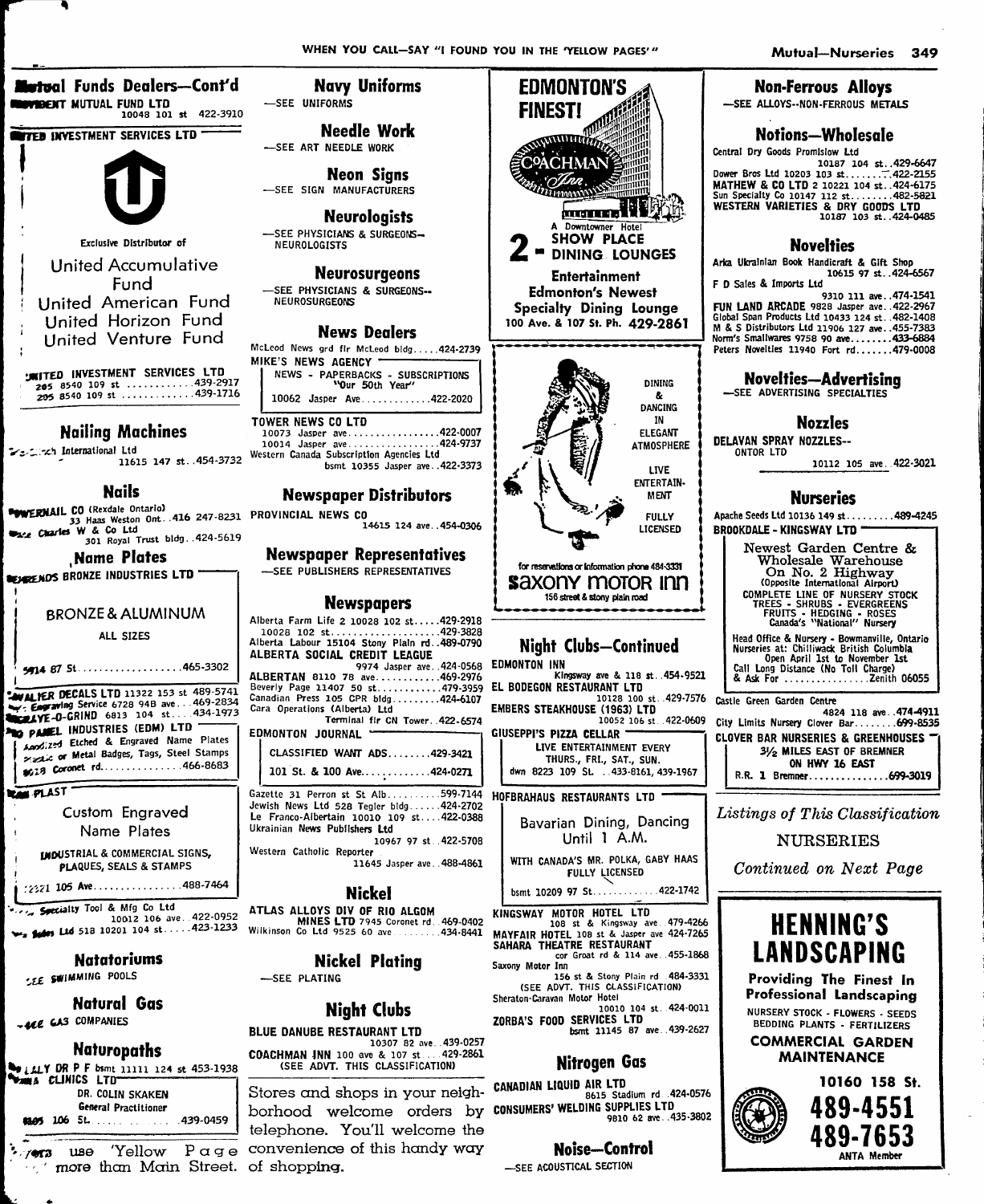## Mutual Funds Dealers—Cont'd

**PROVIDENT MUTUAL FUND LTD** 10048 101 st 422-3910

**UNITED INVESTMENT SERVICES LTD**

Exclusive Distributor of

United Accumulative Fund
United American Fund
United Horizon Fund
United Venture Fund

**UNITED INVESTMENT SERVICES LTD**
205 8540 109 st ............439-2917
205 8540 109 st ............439-1716

## Nailing Machines

Fastener International Ltd 11615 147 st..454-3732

## Nails

**POWERNAIL CO** (Rexdale Ontario) 33 Haas Weston Ont..416 247-8231
Wace Charles W & Co Ltd 301 Royal Trust bldg..424-5619

## Name Plates

**BEHRENDS BRONZE INDUSTRIES LTD**

BRONZE & ALUMINUM

ALL SIZES

5914 87 St....................465-3302

**WALKER DECALS LTD** 11322 153 st 489-5741
Engraving Service 6728 94B ave...469-2834
**ENGRAVE-O-GRIND** 6813 104 st....434-1973
**PRO PANEL INDUSTRIES (EDM) LTD**
Anodized Etched & Engraved Name Plates Plastic or Metal Badges, Tags, Steel Stamps
9128 Coronet rd...............466-8683

**TEAM PLAST**

Custom Engraved Name Plates

INDUSTRIAL & COMMERCIAL SIGNS, PLAQUES, SEALS & STAMPS

12221 105 Ave................488-7464

Specialty Tool & Mfg Co Ltd 10012 106 ave..422-0952
Sales Ltd 518 10201 104 st.....423-1233

## Natatoriums

—SEE SWIMMING POOLS

## Natural Gas

—SEE GAS COMPANIES

## Naturopaths

KELLY DR P F bsmt 11111 124 st 453-1938
**SKAKEN CLINICS LTD**

DR. COLIN SKAKEN
General Practitioner
10605 106 St.....................439-0459

Shoppers use 'Yellow Page' more than Main Street.

## Navy Uniforms

—SEE UNIFORMS

## Needle Work

—SEE ART NEEDLE WORK

## Neon Signs

—SEE SIGN MANUFACTURERS

## Neurologists

—SEE PHYSICIANS & SURGEONS--NEUROLOGISTS

## Neurosurgeons

—SEE PHYSICIANS & SURGEONS--NEUROSURGEONS

## News Dealers

McLeod News grd flr McLeod bldg.....424-2739
**MIKE'S NEWS AGENCY**

NEWS - PAPERBACKS - SUBSCRIPTIONS
"Our 50th Year"
10062 Jasper Ave.............422-2020

**TOWER NEWS CO LTD**
10073 Jasper ave.................422-0007
10014 Jasper ave.................424-9737
Western Canada Subscription Agencies Ltd bsmt 10355 Jasper ave..422-3373

## Newspaper Distributors

**PROVINCIAL NEWS CO** 14615 124 ave..454-0306

## Newspaper Representatives

—SEE PUBLISHERS REPRESENTATIVES

## Newspapers

Alberta Farm Life 2 10028 102 st.....429-2918
10028 102 st.....................429-3828
Alberta Labour 15104 Stony Plain rd..489-0790
**ALBERTA SOCIAL CREDIT LEAGUE** 9974 Jasper ave..424-0568
**ALBERTAN** 8110 78 ave............469-2976
Beverly Page 11407 50 st............479-3959
Canadian Press 105 CPR bldg.........424-6107
Cara Operations (Alberta) Ltd Terminal flr CN Tower..422-6574
**EDMONTON JOURNAL**

CLASSIFIED WANT ADS........429-3421
101 St. & 100 Ave.............424-0271

Gazette 31 Perron st St Alb..........599-7144
Jewish News Ltd 528 Tegler bldg......424-2702
Le Franco-Albertain 10010 109 st....422-0388
Ukrainian News Publishers Ltd 10967 97 st..422-5708
Western Catholic Reporter 11645 Jasper ave..488-4861

## Nickel

**ATLAS ALLOYS DIV OF RIO ALGOM MINES LTD** 7945 Coronet rd..469-0402
Wilkinson Co Ltd 9525 60 ave.........434-8441

## Nickel Plating

—SEE PLATING

## Night Clubs

**BLUE DANUBE RESTAURANT LTD** 10307 82 ave..439-0257
**COACHMAN INN** 100 ave & 107 st....429-2861
(SEE ADVT. THIS CLASSIFICATION)

Stores and shops in your neighborhood welcome orders by telephone. You'll welcome the convenience of this handy way of shopping.

**EDMONTON'S FINEST!**

COACHMAN Inn

A Downtowner Hotel

2 - SHOW PLACE DINING LOUNGES

Entertainment
Edmonton's Newest Specialty Dining Lounge
100 Ave. & 107 St. Ph. 429-2861

DINING & DANCING IN ELEGANT ATMOSPHERE
LIVE ENTERTAINMENT
FULLY LICENSED

for reservations or information phone 484-3331
**saxony motor inn**
156 street & stony plain road

## Night Clubs—Continued

**EDMONTON INN** Kingsway ave & 118 st..454-9521
**EL BODEGON RESTAURANT LTD** 10128 100 st..429-7576
**EMBERS STEAKHOUSE (1963) LTD** 10052 106 st..422-0609
**GIUSEPPI'S PIZZA CELLAR**

LIVE ENTERTAINMENT EVERY THURS., FRI., SAT., SUN.
dwn 8223 109 St....433-8161, 439-1967

**HOFBRAHAUS RESTAURANTS LTD**

Bavarian Dining, Dancing Until 1 A.M.
WITH CANADA'S MR. POLKA, GABY HAAS
FULLY LICENSED
bsmt 10209 97 St.............422-1742

**KINGSWAY MOTOR HOTEL LTD** 108 st & Kingsway ave..479-4266
**MAYFAIR HOTEL** 108 st & Jasper ave 424-7265
**SAHARA THEATRE RESTAURANT** cor Groat rd & 114 ave..455-1868
Saxony Motor Inn 156 st & Stony Plain rd..484-3331
(SEE ADVT. THIS CLASSIFICATION)
Sheraton-Caravan Motor Hotel 10010 104 st..424-0011
**ZORBA'S FOOD SERVICES LTD** bsmt 11145 87 ave..439-2627

## Nitrogen Gas

**CANADIAN LIQUID AIR LTD** 8615 Stadium rd..424-0576
**CONSUMERS' WELDING SUPPLIES LTD** 9810 62 ave..435-3802

## Noise—Control

—SEE ACOUSTICAL SECTION

## Non-Ferrous Alloys

—SEE ALLOYS--NON-FERROUS METALS

## Notions—Wholesale

Central Dry Goods Promislow Ltd 10187 104 st..429-6647
Dower Bros Ltd 10203 103 st.........422-2155
**MATHEW & CO LTD** 2 10221 104 st..424-6175
Sun Specialty Co 10147 112 st........482-5821
**WESTERN VARIETIES & DRY GOODS LTD** 10187 103 st..424-0485

## Novelties

Arka Ukrainian Book Handicraft & Gift Shop 10615 97 st..424-6567
F D Sales & Imports Ltd 9310 111 ave..474-1541
**FUN LAND ARCADE** 9828 Jasper ave..422-2967
Global Span Products Ltd 10433 124 st..482-1408
M & S Distributors Ltd 11906 127 ave..455-7383
Norm's Smallwares 9758 90 ave........433-6884
Peters Novelties 11940 Fort rd.......479-0008

## Novelties—Advertising

—SEE ADVERTISING SPECIALTIES

## Nozzles

**DELAVAN SPRAY NOZZLES--ONTOR LTD** 10112 105 ave..422-3021

## Nurseries

Apache Seeds Ltd 10136 149 st..........489-4245
**BROOKDALE - KINGSWAY LTD**

Newest Garden Centre & Wholesale Warehouse
On No. 2 Highway
(Opposite International Airport)
COMPLETE LINE OF NURSERY STOCK
TREES - SHRUBS - EVERGREENS
FRUITS - HEDGING - ROSES
Canada's "National" Nursery
Head Office & Nursery - Bowmanville, Ontario
Nurseries at: Chilliwack British Columbia
Open April 1st to November 1st
Call Long Distance (No Toll Charge) & Ask For ................Zenith 06055

Castle Green Garden Centre 4824 118 ave..474-4911
City Limits Nursery Clover Bar........699-8535
**CLOVER BAR NURSERIES & GREENHOUSES**

3½ MILES EAST OF BREMNER
ON HWY 16 EAST
R.R. 1 Bremner...............699-3019

*Listings of This Classification*
NURSERIES
*Continued on Next Page*

**HENNING'S LANDSCAPING**

Providing The Finest In Professional Landscaping
NURSERY STOCK - FLOWERS - SEEDS
BEDDING PLANTS - FERTILIZERS
COMMERCIAL GARDEN MAINTENANCE
10160 158 St.
489-4551
489-7653
ANTA Member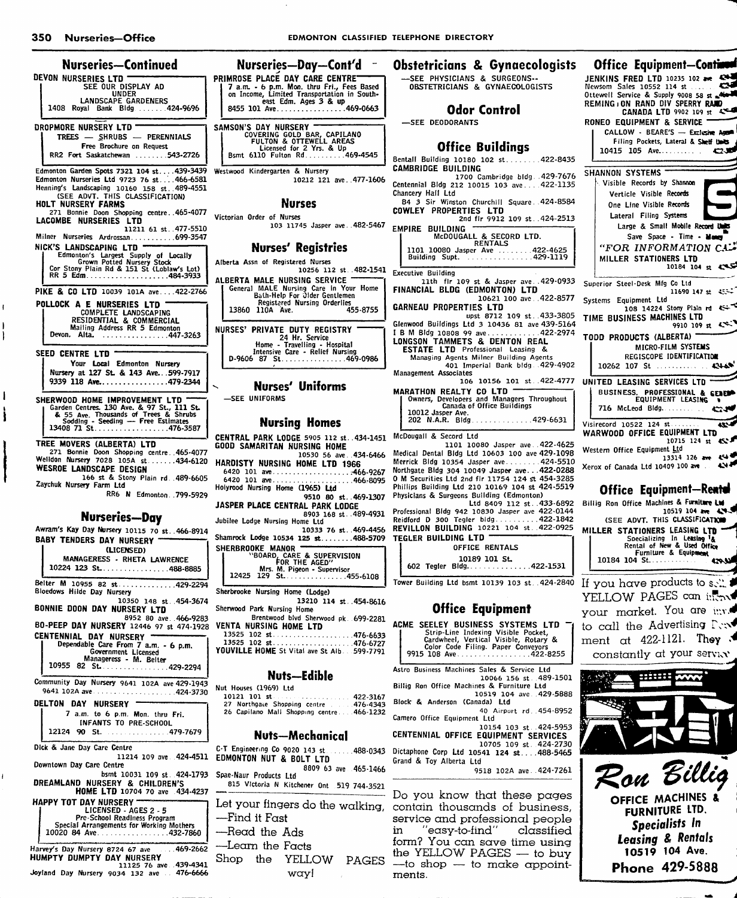## Nurseries—Continued

**DEVON NURSERIES LTD**
SEE OUR DISPLAY AD UNDER LANDSCAPE GARDENERS
1408 Royal Bank Bldg .......424-9696

**DROPMORE NURSERY LTD**
TREES — SHRUBS — PERENNIALS
Free Brochure on Request
RR2 Fort Saskatchewan ........543-2726

Edmonton Garden Spots 7321 104 st....439-3439
Edmonton Nurseries Ltd 9723 76 st....466-6581
Henning's Landscaping 10160 158 st..489-4551
(SEE ADVT. THIS CLASSIFICATION)

**HOLT NURSERY FARMS**
271 Bonnie Doon Shopping centre..465-4077

**LACOMBE NURSERIES LTD**
11211 61 st..477-5510

Milner Nurseries Ardrossan...........699-3547

**NICK'S LANDSCAPING LTD**
Edmonton's Largest Supply of Locally Grown Potted Nursery Stock
Cor Stony Plain Rd & 151 St (Loblaw's Lot)
RR 5 Edm....................484-3933

**PIKE & CO LTD** 10039 101A ave....422-2766

**POLLOCK A E NURSERIES LTD**
COMPLETE LANDSCAPING
RESIDENTIAL & COMMERCIAL
Mailing Address RR 5 Edmonton
Devon, Alta. ................447-3263

**SEED CENTRE LTD**
Your Local Edmonton Nursery
Nursery at 127 St. & 143 Ave...599-7917
9339 118 Ave.................479-2344

**SHERWOOD HOME IMPROVEMENT LTD**
Garden Centres. 130 Ave. & 97 St., 111 St. & 55 Ave. Thousands of Trees & Shrubs
Sodding - Seeding — Free Estimates
13408 71 St..................476-3587

**TREE MOVERS (ALBERTA) LTD**
271 Bonnie Doon Shopping centre..465-4077

Weldon Nursery 7028 105A st.......434-6120

**WESROE LANDSCAPE DESIGN**
166 st & Stony Plain rd..489-6605

Zaychuk Nursery Farm Ltd
RR6 N Edmonton..799-5929

## Nurseries—Day

Awram's Kay Day Nursery 10115 70 st..466-8914

**BABY TENDERS DAY NURSERY**
(LICENSED)
MANAGERESS - RHETA LAWRENCE
10224 123 St.................488-8885

Belter M 10955 82 st.............429-2294

Bloedows Hilde Day Nursery
10350 148 st..454-3674

**BONNIE DOON DAY NURSERY LTD**
8952 80 ave..466-9283

**BO-PEEP DAY NURSERY** 12446 97 st 474-1928

**CENTENNIAL DAY NURSERY**
Dependable Care From 7 a.m. - 6 p.m.
Government Licensed
Manageress - M. Belter
10955 82 St.................429-2294

Community Day Nursery 9641 102A ave 429-1943
9641 102A ave....................424-3730

**DELTON DAY NURSERY**
7 a.m. to 6 p.m. Mon. thru Fri.
INFANTS TO PRE-SCHOOL
12124 90 St. ...............479-7679

Dick & Jane Day Care Centre
11214 109 ave..424-4511

Downtown Day Care Centre
bsmt 10031 109 st..424-1793

**DREAMLAND NURSERY & CHILDREN'S HOME LTD** 10704 70 ave..434-4237

**HAPPY TOT DAY NURSERY**
LICENSED - AGES 2 - 5
Pre-School Readiness Program
Special Arrangements for Working Mothers
10020 84 Ave..................432-7860

Harvey's Day Nursery 8724 67 ave.....469-2662

**HUMPTY DUMPTY DAY NURSERY**
11125 76 ave..439-4341

Joyland Day Nursery 9034 132 ave...476-6666

## Nurseries—Day—Cont'd

**PRIMROSE PLACE DAY CARE CENTRE**
7 a.m. - 6 p.m. Mon. thru Fri., Fees Based on Income, Limited Transportation in South-east Edm. Ages 3 & up
8455 101 Ave.................469-0663

**SAMSON'S DAY NURSERY**
COVERING GOLD BAR, CAPILANO FULTON & OTTEWELL AREAS
Licensed for 2 Yrs. & Up
Bsmt 6110 Fulton Rd..........469-4545

Westwood Kindergarten & Nursery
10212 121 ave..477-1606

## Nurses

Victorian Order of Nurses
103 11745 Jasper ave..482-5467

## Nurses' Registries

Alberta Assn of Registered Nurses
10256 112 st..482-1541

**ALBERTA MALE NURSING SERVICE**
General MALE Nursing Care in Your Home
Bath-Help For Older Gentlemen
Registered Nursing Orderlies
13860 110A Ave. 455-8755

**NURSES' PRIVATE DUTY REGISTRY**
24 Hr. Service
Home - Travelling - Hospital
Intensive Care - Relief Nursing
D-9606 87 St................469-0986

## Nurses' Uniforms

—SEE UNIFORMS

## Nursing Homes

**CENTRAL PARK LODGE** 5905 112 st..434-1451

**GOOD SAMARITAN NURSING HOME**
10530 56 ave..434-6466

**HARDISTY NURSING HOME LTD 1966**
6420 101 ave....................466-9267
6420 101 ave....................466-8095

Holyrood Nursing Home (1965) Ltd
9510 80 st..469-1307

**JASPER PLACE CENTRAL PARK LODGE**
8903 168 st..489-4931

Jubilee Lodge Nursing Home Ltd
10333 76 st..469-4456

Shamrock Lodge 10534 125 st........488-5709

**SHERBROOKE MANOR**
"BOARD, CARE & SUPERVISION FOR THE AGED"
Mrs. M. Pigeon - Supervisor
12425 129 St...............455-6108

Sherbrooke Nursing Home (Lodge)
13210 114 st..454-8616

Sherwood Park Nursing Home
Brentwood blvd Sherwood pk..699-2281

**VENTA NURSING HOME LTD**
13525 102 st....................476-6633
13525 102 st....................476-6727

**YOUVILLE HOME** St Vital ave St Alb...599-7791

## Nuts—Edible

Nut Houses (1969) Ltd
10121 101 st ....................422-3167
27 Northgate Shopping centre ......476-4343
26 Capilano Mall Shopping centre.....466-1232

## Nuts—Mechanical

C-T Engineering Co 9020 143 st.......488-0343

**EDMONTON NUT & BOLT LTD**
8809 63 ave 465-1466

Spae-Naur Products Ltd
815 Victoria N Kitchener Ont 519 744-3521

Let your fingers do the walking,
—Find it Fast
—Read the Ads
—Learn the Facts
Shop the YELLOW PAGES way!

## Obstetricians & Gynaecologists

—SEE PHYSICIANS & SURGEONS--OBSTETRICIANS & GYNAECOLOGISTS

## Odor Control

—SEE DEODORANTS

## Office Buildings

Bentall Building 10180 102 st.........422-8435

**CAMBRIDGE BUILDING**
1700 Cambridge bldg..429-7676

Centennial Bldg 212 10015 103 ave....422-1135

Chancery Hall Ltd
B4 3 Sir Winston Churchill Square..424-8584

**COWLEY PROPERTIES LTD**
2nd flr 9912 109 st..424-2513

**EMPIRE BUILDING**
McDOUGALL & SECORD LTD.
RENTALS
1101 10080 Jasper Ave .........422-4625
Building Supt. ...............429-1119

Executive Building
11th flr 109 st & Jasper ave..429-0933

**FINANCIAL BLDG (EDMONTON) LTD**
10621 100 ave..422-8577

**GARNEAU PROPERTIES LTD**
upst 8712 109 st..433-3805

Glenwood Buildings Ltd 3 10436 81 ave 439-5164
I B M Bldg 10808 99 ave............422-2974

**LONGSON TAMMETS & DENTON REAL ESTATE LTD** Professional Leasing & Managing Agents Milner Building Agents
401 Imperial Bank bldg..429-4902

Management Associates
106 10156 101 st..422-4777

**MARATHON REALTY CO LTD**
Owners, Developers and Managers Throughout Canada of Office Buildings
10012 Jasper Ave.
202 N.A.R. Bldg..............429-6631

McDougall & Secord Ltd
1101 10080 Jasper ave..422-4625

Medical Dental Bldg Ltd 10603 100 ave 429-1098
Merrick Bldg 10354 Jasper ave.........424-5510
Northgate Bldg 304 10049 Jasper ave...422-0288
O M Securities Ltd 2nd flr 11754 124 st 454-3285
Phillips Building Ltd 210 10169 104 st 424-5519
Physicians & Surgeons Building (Edmonton)
Ltd 8409 112 st..433-6892
Professional Bldg 942 10830 Jasper ave 422-0144
Reidford D 300 Tegler bldg..........422-1842

**REVILLON BUILDING** 10221 104 st..422-0925

**TEGLER BUILDING LTD**
OFFICE RENTALS
10189 101 St.
602 Tegler Bldg...............422-1531

Tower Building Ltd bsmt 10139 103 st..424-2840

## Office Equipment

**ACME SEELEY BUSINESS SYSTEMS LTD**
Strip-Line Indexing Visible Pocket, Cardwheel, Vertical Visible, Rotary & Color Code Filing. Paper Conveyors
9915 108 Ave...................422-8255

Astro Business Machines Sales & Service Ltd
10066 156 st..489-1501

Billig Ron Office Machines & Furniture Ltd
10519 104 ave..429-5888

Block & Anderson (Canada) Ltd
40 Airport rd..454-8952

Camero Office Equipment Ltd
10154 103 st..424-5953

**CENTENNIAL OFFICE EQUIPMENT SERVICES**
10705 109 st..424-2730

Dictaphone Corp Ltd 10541 124 st.....488-5465

Grand & Toy Alberta Ltd
9518 102A ave..424-7261

Do you know that these pages contain thousands of business, service and professional people in "easy-to-find" classified form? You can save time using the YELLOW PAGES — to buy —to shop — to make appointments.

## Office Equipment—Continued

**JENKINS FRED LTD** 10235 102 ave
Newsom Sales 10552 114 st
Ottewell Service & Supply 9008 58 st
**REMINGTON RAND DIV SPERRY RAND CANADA LTD** 9902 109 st

**RONEO EQUIPMENT & SERVICE**
CALLOW - BEARE'S — Exclusive Agent
Filing Pockets, Lateral & Shelf Units
10415 105 Ave..........

**SHANNON SYSTEMS**
Visible Records by Shannon
Verticle Visible Records
One Line Visible Records
Lateral Filing Systems
Large & Small Mobile Record Units
Save Space - Time - Money
"FOR INFORMATION CALL"
MILLER STATIONERS LTD
10184 104 st

Superior Steel-Desk Mfg Co Ltd
11690 147 st

Systems Equipment Ltd
108 14224 Stony Plain rd

**TIME BUSINESS MACHINES LTD**
9910 109 st

**TODD PRODUCTS (ALBERTA)**
MICRO-FILM SYSTEMS
REGISCOPE IDENTIFICATION
10262 107 St ............

**UNITED LEASING SERVICES LTD**
BUSINESS, PROFESSIONAL & GENERAL EQUIPMENT LEASING
716 McLeod Bldg..........

Visirecord 10522 124 st........

**WARWOOD OFFICE EQUIPMENT LTD**
10715 124 st

Western Office Equipment Ltd
13314 126 ave

Xerox of Canada Ltd 10409 100 ave

## Office Equipment—Rental

Billig Ron Office Machines & Furniture Ltd
10519 104 ave
(SEE ADVT. THIS CLASSIFICATION)

**MILLER STATIONERS LEASING LTD**
Specializing In Leasing & Rental of New & Used Office Furniture & Equipment
10184 104 St...........

If you have products to sell, YELLOW PAGES can increase your market. You are invited to call the Advertising Department at 422-1121. They are constantly at your service.

**Ron Billig**
OFFICE MACHINES & FURNITURE LTD.
Specialists In Leasing & Rentals
10519 104 Ave.
Phone 429-5888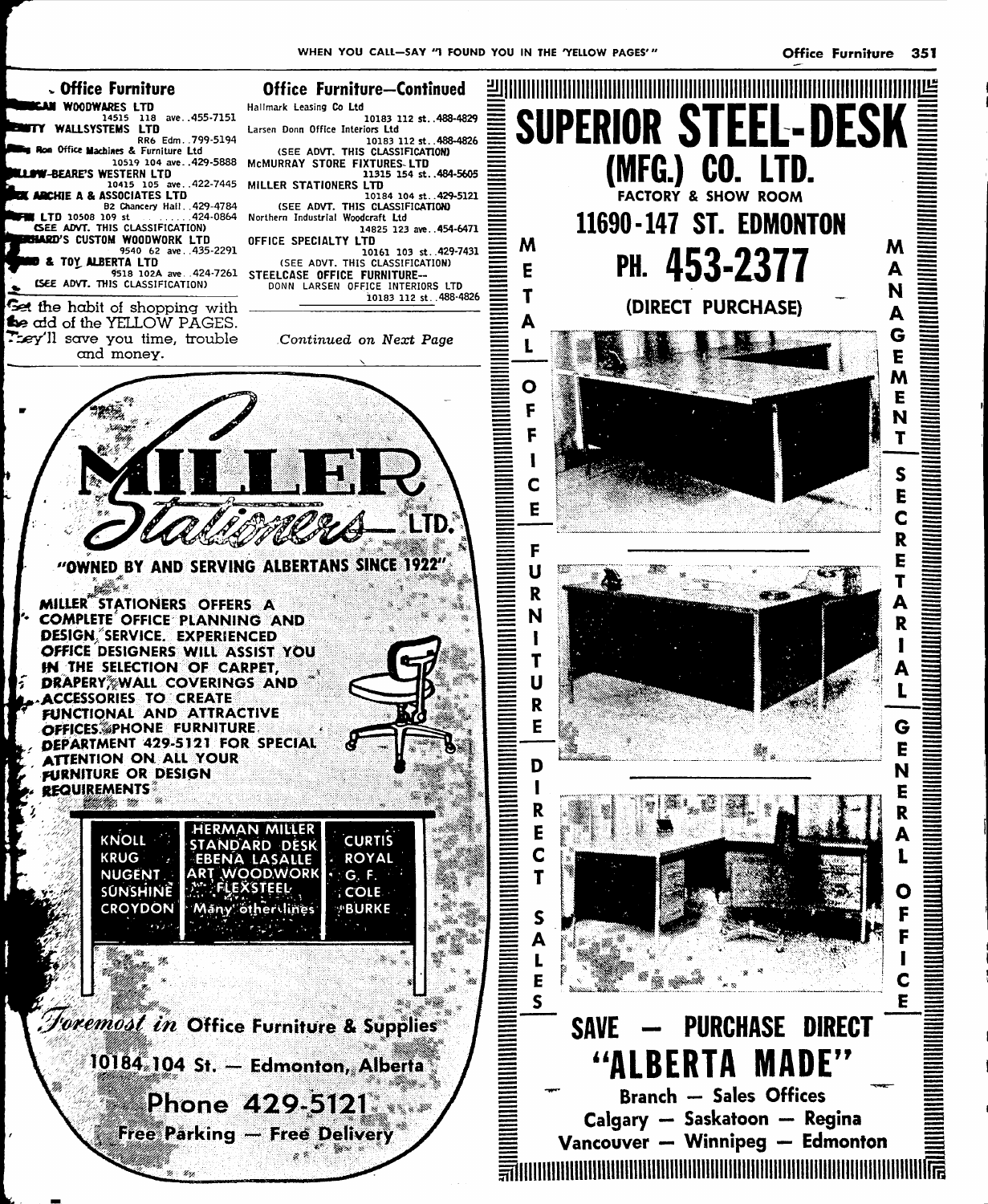## Office Furniture

**...CAN WOODWARES LTD** 14515 118 ave..455-7151

**...TY WALLSYSTEMS LTD** RR6 Edm..799-5194

**... Ron Office Machines & Furniture Ltd** 10519 104 ave..429-5888

**...LOW-BEARE'S WESTERN LTD** 10415 105 ave..422-7445

**...K ARCHIE A & ASSOCIATES LTD** 82 Chancery Hall..429-4784

**... LTD** 10508 109 st ........424-0864
(SEE ADVT. THIS CLASSIFICATION)

**...ARD'S CUSTOM WOODWORK LTD** 9540 62 ave..435-2291

**...D & TOY ALBERTA LTD** 9518 102A ave..424-7261
(SEE ADVT. THIS CLASSIFICATION)

Get the habit of shopping with the aid of the YELLOW PAGES. They'll save you time, trouble and money.

## Office Furniture—Continued

Hallmark Leasing Co Ltd 10183 112 st..488-4829

Larsen Donn Office Interiors Ltd 10183 112 st..488-4826
(SEE ADVT. THIS CLASSIFICATION)

McMURRAY STORE FIXTURES LTD 11315 154 st..484-5605

**MILLER STATIONERS LTD** 10184 104 st..429-5121
(SEE ADVT. THIS CLASSIFICATION)

Northern Industrial Woodcraft Ltd 14825 123 ave..454-6471

**OFFICE SPECIALTY LTD** 10161 103 st..429-7431
(SEE ADVT. THIS CLASSIFICATION)

**STEELCASE OFFICE FURNITURE--**
DONN LARSEN OFFICE INTERIORS LTD 10183 112 st..488-4826

*Continued on Next Page*

---

# MILLER *Stationers* LTD.

**"OWNED BY AND SERVING ALBERTANS SINCE 1922"**

MILLER STATIONERS OFFERS A COMPLETE OFFICE PLANNING AND DESIGN SERVICE. EXPERIENCED OFFICE DESIGNERS WILL ASSIST YOU IN THE SELECTION OF CARPET, DRAPERY, WALL COVERINGS AND ACCESSORIES TO CREATE FUNCTIONAL AND ATTRACTIVE OFFICES. PHONE FURNITURE DEPARTMENT 429-5121 FOR SPECIAL ATTENTION ON ALL YOUR FURNITURE OR DESIGN REQUIREMENTS

| | | |
|---|---|---|
| KNOLL | HERMAN MILLER | CURTIS |
| KRUG | STANDARD DESK | ROYAL |
| NUGENT | EBENA LASALLE | G. F. |
| SUNSHINE | ART WOODWORK | COLE |
| CROYDON | FLEXSTEEL | BURKE |
| | Many other lines | |

*Foremost in* **Office Furniture & Supplies**

**10184 104 St. — Edmonton, Alberta**

**Phone 429-5121**

**Free Parking — Free Delivery**

---

# SUPERIOR STEEL-DESK (MFG.) CO. LTD.

**FACTORY & SHOW ROOM**

**11690-147 ST. EDMONTON**

**PH. 453-2377**

**(DIRECT PURCHASE)**

METAL OFFICE FURNITURE DIRECT SALES

MANAGEMENT — SECRETARIAL — GENERAL OFFICE

**SAVE — PURCHASE DIRECT**

**"ALBERTA MADE"**

**Branch — Sales Offices**

**Calgary — Saskatoon — Regina**

**Vancouver — Winnipeg — Edmonton**